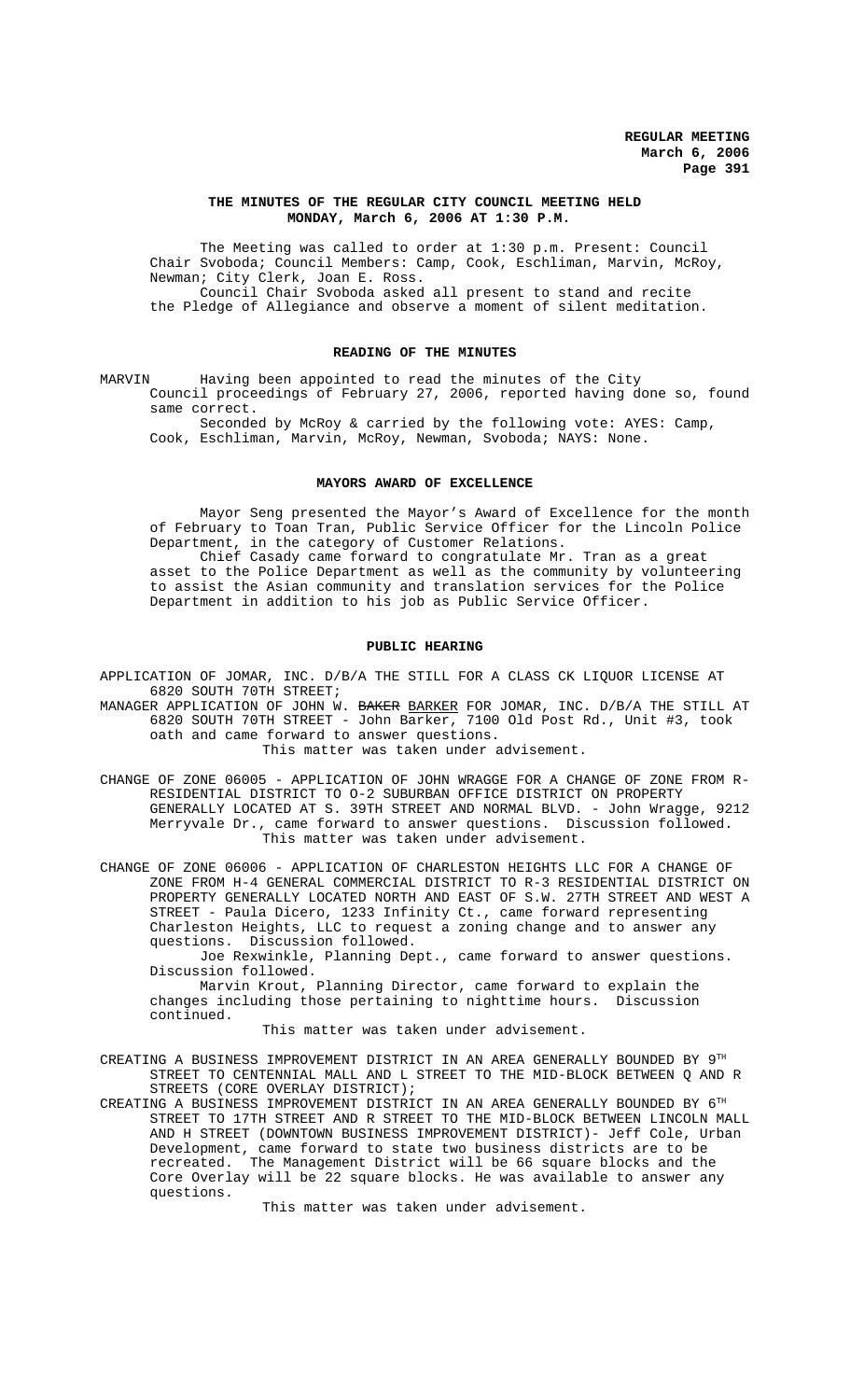# THE MINUTES OF THE REGULAR CITY COUNCIL MEETING HELD MONDAY, March 6, 2006 AT 1:30 P.M.

The Meeting was called to order at 1:30 p.m. Present: Council Chair Svoboda; Council Members: Camp, Cook, Eschliman, Marvin, McRoy, Newman; City Clerk, Joan E. Ross.

Council Chair Svoboda asked all present to stand and recite the Pledge of Allegiance and observe a moment of silent meditation.

## READING OF THE MINUTES

MARVIN Having been appointed to read the minutes of the City Council proceedings of February 27, 2006, reported having done so, found same correct.

Seconded by McRoy & carried by the following vote: AYES: Camp, Cook, Eschliman, Marvin, McRoy, Newman, Svoboda; NAYS: None.

## MAYORS AWARD OF EXCELLENCE

Mayor Seng presented the Mayor's Award of Excellence for the month of February to Toan Tran, Public Service Officer for the Lincoln Police Department, in the category of Customer Relations.

Chief Casady came forward to congratulate Mr. Tran as a great asset to the Police Department as well as the community by volunteering to assist the Asian community and translation services for the Police Department in addition to his job as Public Service Officer.

## PUBLIC HEARING

APPLICATION OF JOMAR, INC. D/B/A THE STILL FOR A CLASS CK LIQUOR LICENSE AT 6820 SOUTH 70TH STREET;

MANAGER APPLICATION OF JOHN W. ~~BAKER~~ BARKER FOR JOMAR, INC. D/B/A THE STILL AT 6820 SOUTH 70TH STREET - John Barker, 7100 Old Post Rd., Unit #3, took oath and came forward to answer questions.

This matter was taken under advisement.

CHANGE OF ZONE 06005 - APPLICATION OF JOHN WRAGGE FOR A CHANGE OF ZONE FROM R-RESIDENTIAL DISTRICT TO O-2 SUBURBAN OFFICE DISTRICT ON PROPERTY GENERALLY LOCATED AT S. 39TH STREET AND NORMAL BLVD. - John Wragge, 9212 Merryvale Dr., came forward to answer questions. Discussion followed.

This matter was taken under advisement.

CHANGE OF ZONE 06006 - APPLICATION OF CHARLESTON HEIGHTS LLC FOR A CHANGE OF ZONE FROM H-4 GENERAL COMMERCIAL DISTRICT TO R-3 RESIDENTIAL DISTRICT ON PROPERTY GENERALLY LOCATED NORTH AND EAST OF S.W. 27TH STREET AND WEST A STREET - Paula Dicero, 1233 Infinity Ct., came forward representing Charleston Heights, LLC to request a zoning change and to answer any questions. Discussion followed.

Joe Rexwinkle, Planning Dept., came forward to answer questions. Discussion followed.

Marvin Krout, Planning Director, came forward to explain the changes including those pertaining to nighttime hours. Discussion continued.

This matter was taken under advisement.

CREATING A BUSINESS IMPROVEMENT DISTRICT IN AN AREA GENERALLY BOUNDED BY 9TH STREET TO CENTENNIAL MALL AND L STREET TO THE MID-BLOCK BETWEEN Q AND R STREETS (CORE OVERLAY DISTRICT);

CREATING A BUSINESS IMPROVEMENT DISTRICT IN AN AREA GENERALLY BOUNDED BY 6TH STREET TO 17TH STREET AND R STREET TO THE MID-BLOCK BETWEEN LINCOLN MALL AND H STREET (DOWNTOWN BUSINESS IMPROVEMENT DISTRICT)- Jeff Cole, Urban Development, came forward to state two business districts are to be recreated. The Management District will be 66 square blocks and the Core Overlay will be 22 square blocks. He was available to answer any questions.

This matter was taken under advisement.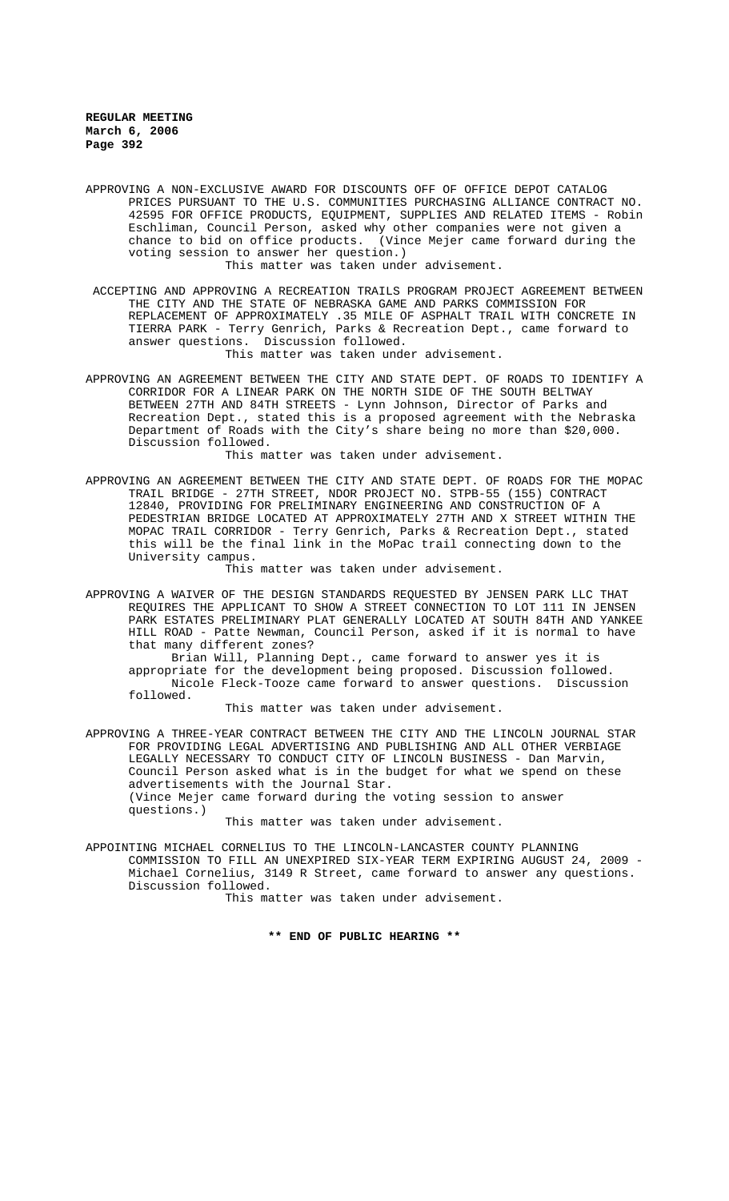APPROVING A NON-EXCLUSIVE AWARD FOR DISCOUNTS OFF OF OFFICE DEPOT CATALOG PRICES PURSUANT TO THE U.S. COMMUNITIES PURCHASING ALLIANCE CONTRACT NO. 42595 FOR OFFICE PRODUCTS, EQUIPMENT, SUPPLIES AND RELATED ITEMS - Robin Eschliman, Council Person, asked why other companies were not given a chance to bid on office products. (Vince Mejer came forward during the voting session to answer her question.)

This matter was taken under advisement.

ACCEPTING AND APPROVING A RECREATION TRAILS PROGRAM PROJECT AGREEMENT BETWEEN THE CITY AND THE STATE OF NEBRASKA GAME AND PARKS COMMISSION FOR REPLACEMENT OF APPROXIMATELY .35 MILE OF ASPHALT TRAIL WITH CONCRETE IN TIERRA PARK - Terry Genrich, Parks & Recreation Dept., came forward to answer questions. Discussion followed.

This matter was taken under advisement.

APPROVING AN AGREEMENT BETWEEN THE CITY AND STATE DEPT. OF ROADS TO IDENTIFY A CORRIDOR FOR A LINEAR PARK ON THE NORTH SIDE OF THE SOUTH BELTWAY BETWEEN 27TH AND 84TH STREETS - Lynn Johnson, Director of Parks and Recreation Dept., stated this is a proposed agreement with the Nebraska Department of Roads with the City's share being no more than $20,000. Discussion followed.

This matter was taken under advisement.

APPROVING AN AGREEMENT BETWEEN THE CITY AND STATE DEPT. OF ROADS FOR THE MOPAC TRAIL BRIDGE - 27TH STREET, NDOR PROJECT NO. STPB-55 (155) CONTRACT 12840, PROVIDING FOR PRELIMINARY ENGINEERING AND CONSTRUCTION OF A PEDESTRIAN BRIDGE LOCATED AT APPROXIMATELY 27TH AND X STREET WITHIN THE MOPAC TRAIL CORRIDOR - Terry Genrich, Parks & Recreation Dept., stated this will be the final link in the MoPac trail connecting down to the University campus.

This matter was taken under advisement.

APPROVING A WAIVER OF THE DESIGN STANDARDS REQUESTED BY JENSEN PARK LLC THAT REQUIRES THE APPLICANT TO SHOW A STREET CONNECTION TO LOT 111 IN JENSEN PARK ESTATES PRELIMINARY PLAT GENERALLY LOCATED AT SOUTH 84TH AND YANKEE HILL ROAD - Patte Newman, Council Person, asked if it is normal to have that many different zones?

Brian Will, Planning Dept., came forward to answer yes it is appropriate for the development being proposed. Discussion followed.

Nicole Fleck-Tooze came forward to answer questions. Discussion followed.

This matter was taken under advisement.

APPROVING A THREE-YEAR CONTRACT BETWEEN THE CITY AND THE LINCOLN JOURNAL STAR FOR PROVIDING LEGAL ADVERTISING AND PUBLISHING AND ALL OTHER VERBIAGE LEGALLY NECESSARY TO CONDUCT CITY OF LINCOLN BUSINESS - Dan Marvin, Council Person asked what is in the budget for what we spend on these advertisements with the Journal Star.
(Vince Mejer came forward during the voting session to answer questions.)

This matter was taken under advisement.

APPOINTING MICHAEL CORNELIUS TO THE LINCOLN-LANCASTER COUNTY PLANNING COMMISSION TO FILL AN UNEXPIRED SIX-YEAR TERM EXPIRING AUGUST 24, 2009 - Michael Cornelius, 3149 R Street, came forward to answer any questions. Discussion followed.

This matter was taken under advisement.

**** END OF PUBLIC HEARING ****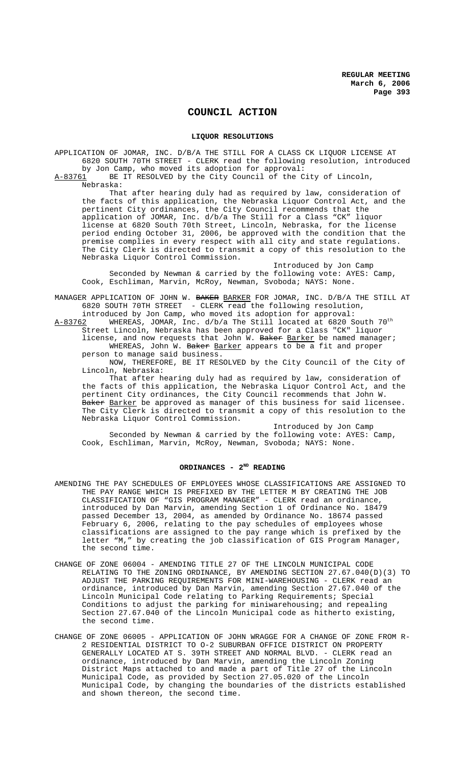# COUNCIL ACTION

## LIQUOR RESOLUTIONS

APPLICATION OF JOMAR, INC. D/B/A THE STILL FOR A CLASS CK LIQUOR LICENSE AT 6820 SOUTH 70TH STREET - CLERK read the following resolution, introduced by Jon Camp, who moved its adoption for approval:

A-83761 BE IT RESOLVED by the City Council of the City of Lincoln, Nebraska:

That after hearing duly had as required by law, consideration of the facts of this application, the Nebraska Liquor Control Act, and the pertinent City ordinances, the City Council recommends that the application of JOMAR, Inc. d/b/a The Still for a Class "CK" liquor license at 6820 South 70th Street, Lincoln, Nebraska, for the license period ending October 31, 2006, be approved with the condition that the premise complies in every respect with all city and state regulations. The City Clerk is directed to transmit a copy of this resolution to the Nebraska Liquor Control Commission.

Introduced by Jon Camp

Seconded by Newman & carried by the following vote: AYES: Camp, Cook, Eschliman, Marvin, McRoy, Newman, Svoboda; NAYS: None.

MANAGER APPLICATION OF JOHN W. ~~BAKER~~ BARKER FOR JOMAR, INC. D/B/A THE STILL AT 6820 SOUTH 70TH STREET - CLERK read the following resolution, introduced by Jon Camp, who moved its adoption for approval:

A-83762 WHEREAS, JOMAR, Inc. d/b/a The Still located at 6820 South 70th Street Lincoln, Nebraska has been approved for a Class "CK" liquor license, and now requests that John W. ~~Baker~~ Barker be named manager;

WHEREAS, John W. ~~Baker~~ Barker appears to be a fit and proper person to manage said business.

NOW, THEREFORE, BE IT RESOLVED by the City Council of the City of Lincoln, Nebraska:

That after hearing duly had as required by law, consideration of the facts of this application, the Nebraska Liquor Control Act, and the pertinent City ordinances, the City Council recommends that John W. ~~Baker~~ Barker be approved as manager of this business for said licensee. The City Clerk is directed to transmit a copy of this resolution to the Nebraska Liquor Control Commission.

Introduced by Jon Camp

Seconded by Newman & carried by the following vote: AYES: Camp, Cook, Eschliman, Marvin, McRoy, Newman, Svoboda; NAYS: None.

## ORDINANCES - 2ND READING

AMENDING THE PAY SCHEDULES OF EMPLOYEES WHOSE CLASSIFICATIONS ARE ASSIGNED TO THE PAY RANGE WHICH IS PREFIXED BY THE LETTER M BY CREATING THE JOB CLASSIFICATION OF "GIS PROGRAM MANAGER" - CLERK read an ordinance, introduced by Dan Marvin, amending Section 1 of Ordinance No. 18479 passed December 13, 2004, as amended by Ordinance No. 18674 passed February 6, 2006, relating to the pay schedules of employees whose classifications are assigned to the pay range which is prefixed by the letter "M," by creating the job classification of GIS Program Manager, the second time.

CHANGE OF ZONE 06004 - AMENDING TITLE 27 OF THE LINCOLN MUNICIPAL CODE RELATING TO THE ZONING ORDINANCE, BY AMENDING SECTION 27.67.040(D)(3) TO ADJUST THE PARKING REQUIREMENTS FOR MINI-WAREHOUSING - CLERK read an ordinance, introduced by Dan Marvin, amending Section 27.67.040 of the Lincoln Municipal Code relating to Parking Requirements; Special Conditions to adjust the parking for miniwarehousing; and repealing Section 27.67.040 of the Lincoln Municipal code as hitherto existing, the second time.

CHANGE OF ZONE 06005 - APPLICATION OF JOHN WRAGGE FOR A CHANGE OF ZONE FROM R-2 RESIDENTIAL DISTRICT TO O-2 SUBURBAN OFFICE DISTRICT ON PROPERTY GENERALLY LOCATED AT S. 39TH STREET AND NORMAL BLVD. - CLERK read an ordinance, introduced by Dan Marvin, amending the Lincoln Zoning District Maps attached to and made a part of Title 27 of the Lincoln Municipal Code, as provided by Section 27.05.020 of the Lincoln Municipal Code, by changing the boundaries of the districts established and shown thereon, the second time.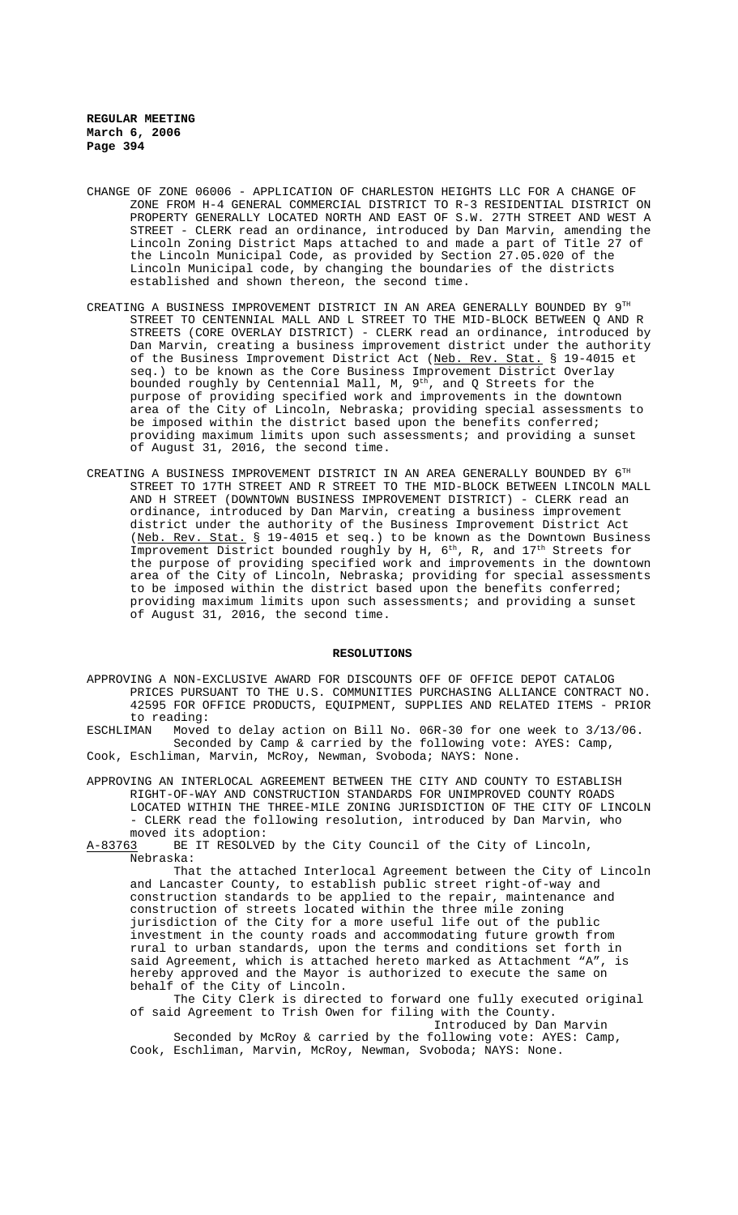CHANGE OF ZONE 06006 - APPLICATION OF CHARLESTON HEIGHTS LLC FOR A CHANGE OF ZONE FROM H-4 GENERAL COMMERCIAL DISTRICT TO R-3 RESIDENTIAL DISTRICT ON PROPERTY GENERALLY LOCATED NORTH AND EAST OF S.W. 27TH STREET AND WEST A STREET - CLERK read an ordinance, introduced by Dan Marvin, amending the Lincoln Zoning District Maps attached to and made a part of Title 27 of the Lincoln Municipal Code, as provided by Section 27.05.020 of the Lincoln Municipal code, by changing the boundaries of the districts established and shown thereon, the second time.

CREATING A BUSINESS IMPROVEMENT DISTRICT IN AN AREA GENERALLY BOUNDED BY 9TH STREET TO CENTENNIAL MALL AND L STREET TO THE MID-BLOCK BETWEEN Q AND R STREETS (CORE OVERLAY DISTRICT) - CLERK read an ordinance, introduced by Dan Marvin, creating a business improvement district under the authority of the Business Improvement District Act (Neb. Rev. Stat. § 19-4015 et seq.) to be known as the Core Business Improvement District Overlay bounded roughly by Centennial Mall, M, 9th, and Q Streets for the purpose of providing specified work and improvements in the downtown area of the City of Lincoln, Nebraska; providing special assessments to be imposed within the district based upon the benefits conferred; providing maximum limits upon such assessments; and providing a sunset of August 31, 2016, the second time.

CREATING A BUSINESS IMPROVEMENT DISTRICT IN AN AREA GENERALLY BOUNDED BY 6TH STREET TO 17TH STREET AND R STREET TO THE MID-BLOCK BETWEEN LINCOLN MALL AND H STREET (DOWNTOWN BUSINESS IMPROVEMENT DISTRICT) - CLERK read an ordinance, introduced by Dan Marvin, creating a business improvement district under the authority of the Business Improvement District Act (Neb. Rev. Stat. § 19-4015 et seq.) to be known as the Downtown Business Improvement District bounded roughly by H, 6th, R, and 17th Streets for the purpose of providing specified work and improvements in the downtown area of the City of Lincoln, Nebraska; providing for special assessments to be imposed within the district based upon the benefits conferred; providing maximum limits upon such assessments; and providing a sunset of August 31, 2016, the second time.

## RESOLUTIONS

APPROVING A NON-EXCLUSIVE AWARD FOR DISCOUNTS OFF OF OFFICE DEPOT CATALOG PRICES PURSUANT TO THE U.S. COMMUNITIES PURCHASING ALLIANCE CONTRACT NO. 42595 FOR OFFICE PRODUCTS, EQUIPMENT, SUPPLIES AND RELATED ITEMS - PRIOR to reading:

ESCHLIMAN Moved to delay action on Bill No. 06R-30 for one week to 3/13/06. Seconded by Camp & carried by the following vote: AYES: Camp, Cook, Eschliman, Marvin, McRoy, Newman, Svoboda; NAYS: None.

APPROVING AN INTERLOCAL AGREEMENT BETWEEN THE CITY AND COUNTY TO ESTABLISH RIGHT-OF-WAY AND CONSTRUCTION STANDARDS FOR UNIMPROVED COUNTY ROADS LOCATED WITHIN THE THREE-MILE ZONING JURISDICTION OF THE CITY OF LINCOLN - CLERK read the following resolution, introduced by Dan Marvin, who moved its adoption:

A-83763 BE IT RESOLVED by the City Council of the City of Lincoln, Nebraska:

That the attached Interlocal Agreement between the City of Lincoln and Lancaster County, to establish public street right-of-way and construction standards to be applied to the repair, maintenance and construction of streets located within the three mile zoning jurisdiction of the City for a more useful life out of the public investment in the county roads and accommodating future growth from rural to urban standards, upon the terms and conditions set forth in said Agreement, which is attached hereto marked as Attachment "A", is hereby approved and the Mayor is authorized to execute the same on behalf of the City of Lincoln.

The City Clerk is directed to forward one fully executed original of said Agreement to Trish Owen for filing with the County.

Introduced by Dan Marvin

Seconded by McRoy & carried by the following vote: AYES: Camp, Cook, Eschliman, Marvin, McRoy, Newman, Svoboda; NAYS: None.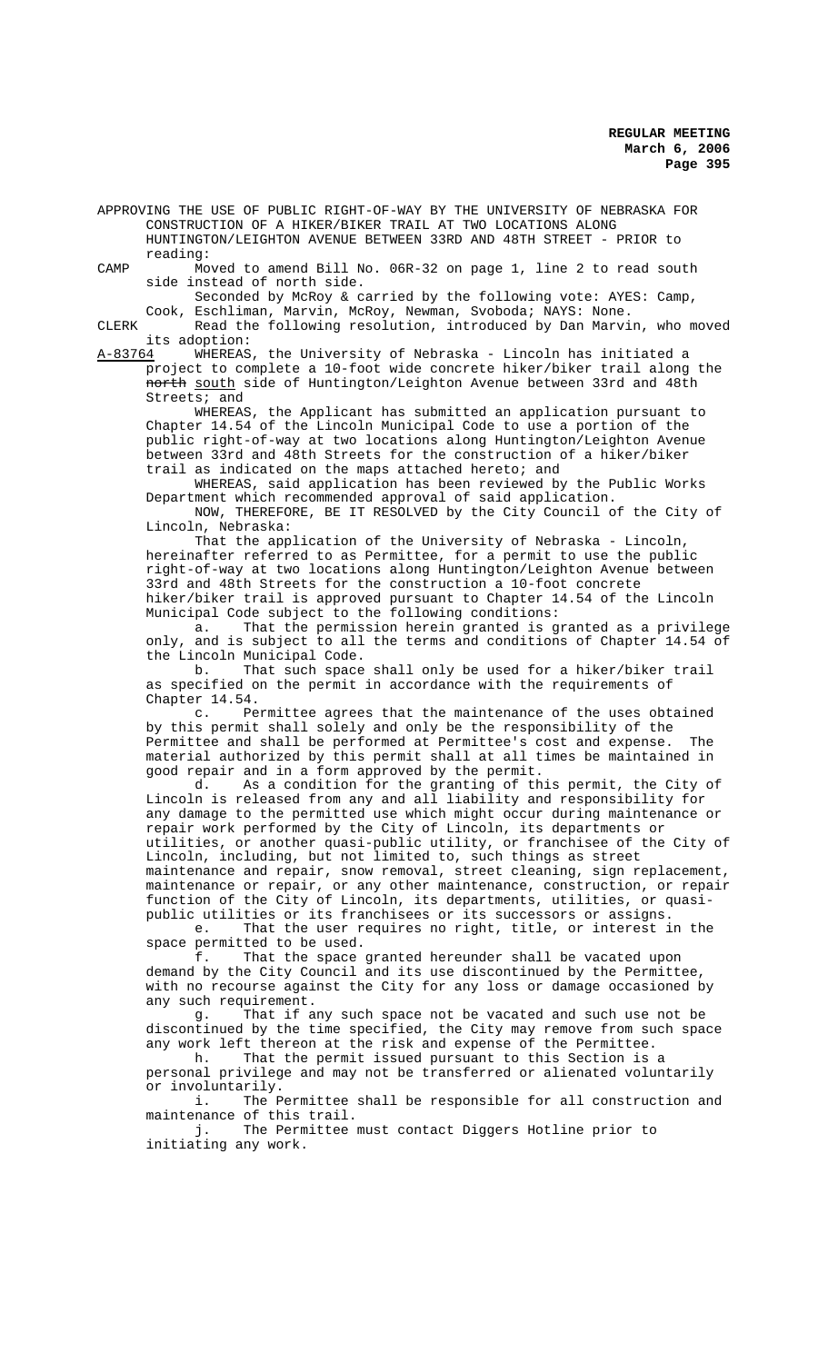APPROVING THE USE OF PUBLIC RIGHT-OF-WAY BY THE UNIVERSITY OF NEBRASKA FOR CONSTRUCTION OF A HIKER/BIKER TRAIL AT TWO LOCATIONS ALONG HUNTINGTON/LEIGHTON AVENUE BETWEEN 33RD AND 48TH STREET - PRIOR to reading:

CAMP Moved to amend Bill No. 06R-32 on page 1, line 2 to read south side instead of north side.

Seconded by McRoy & carried by the following vote: AYES: Camp, Cook, Eschliman, Marvin, McRoy, Newman, Svoboda; NAYS: None.

CLERK Read the following resolution, introduced by Dan Marvin, who moved its adoption:

A-83764 WHEREAS, the University of Nebraska - Lincoln has initiated a project to complete a 10-foot wide concrete hiker/biker trail along the ~~north~~ south side of Huntington/Leighton Avenue between 33rd and 48th Streets; and

WHEREAS, the Applicant has submitted an application pursuant to Chapter 14.54 of the Lincoln Municipal Code to use a portion of the public right-of-way at two locations along Huntington/Leighton Avenue between 33rd and 48th Streets for the construction of a hiker/biker trail as indicated on the maps attached hereto; and

WHEREAS, said application has been reviewed by the Public Works Department which recommended approval of said application.

NOW, THEREFORE, BE IT RESOLVED by the City Council of the City of Lincoln, Nebraska:

That the application of the University of Nebraska - Lincoln, hereinafter referred to as Permittee, for a permit to use the public right-of-way at two locations along Huntington/Leighton Avenue between 33rd and 48th Streets for the construction a 10-foot concrete hiker/biker trail is approved pursuant to Chapter 14.54 of the Lincoln Municipal Code subject to the following conditions:

a. That the permission herein granted is granted as a privilege only, and is subject to all the terms and conditions of Chapter 14.54 of the Lincoln Municipal Code.

b. That such space shall only be used for a hiker/biker trail as specified on the permit in accordance with the requirements of Chapter 14.54.

c. Permittee agrees that the maintenance of the uses obtained by this permit shall solely and only be the responsibility of the Permittee and shall be performed at Permittee's cost and expense. The material authorized by this permit shall at all times be maintained in good repair and in a form approved by the permit.

d. As a condition for the granting of this permit, the City of Lincoln is released from any and all liability and responsibility for any damage to the permitted use which might occur during maintenance or repair work performed by the City of Lincoln, its departments or utilities, or another quasi-public utility, or franchisee of the City of Lincoln, including, but not limited to, such things as street maintenance and repair, snow removal, street cleaning, sign replacement, maintenance or repair, or any other maintenance, construction, or repair function of the City of Lincoln, its departments, utilities, or quasi-public utilities or its franchisees or its successors or assigns.

e. That the user requires no right, title, or interest in the space permitted to be used.

f. That the space granted hereunder shall be vacated upon demand by the City Council and its use discontinued by the Permittee, with no recourse against the City for any loss or damage occasioned by any such requirement.

g. That if any such space not be vacated and such use not be discontinued by the time specified, the City may remove from such space any work left thereon at the risk and expense of the Permittee.

h. That the permit issued pursuant to this Section is a personal privilege and may not be transferred or alienated voluntarily or involuntarily.

i. The Permittee shall be responsible for all construction and maintenance of this trail.

j. The Permittee must contact Diggers Hotline prior to initiating any work.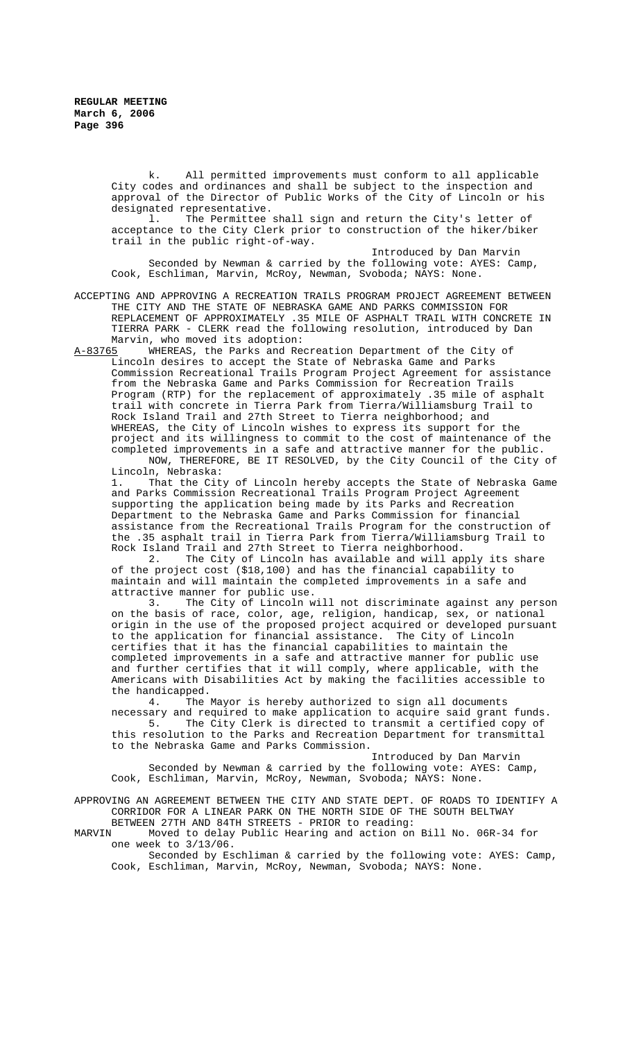k. All permitted improvements must conform to all applicable City codes and ordinances and shall be subject to the inspection and approval of the Director of Public Works of the City of Lincoln or his designated representative.

l. The Permittee shall sign and return the City's letter of acceptance to the City Clerk prior to construction of the hiker/biker trail in the public right-of-way.

Introduced by Dan Marvin

Seconded by Newman & carried by the following vote: AYES: Camp, Cook, Eschliman, Marvin, McRoy, Newman, Svoboda; NAYS: None.

ACCEPTING AND APPROVING A RECREATION TRAILS PROGRAM PROJECT AGREEMENT BETWEEN THE CITY AND THE STATE OF NEBRASKA GAME AND PARKS COMMISSION FOR REPLACEMENT OF APPROXIMATELY .35 MILE OF ASPHALT TRAIL WITH CONCRETE IN TIERRA PARK - CLERK read the following resolution, introduced by Dan Marvin, who moved its adoption:

A-83765 WHEREAS, the Parks and Recreation Department of the City of Lincoln desires to accept the State of Nebraska Game and Parks Commission Recreational Trails Program Project Agreement for assistance from the Nebraska Game and Parks Commission for Recreation Trails Program (RTP) for the replacement of approximately .35 mile of asphalt trail with concrete in Tierra Park from Tierra/Williamsburg Trail to Rock Island Trail and 27th Street to Tierra neighborhood; and

WHEREAS, the City of Lincoln wishes to express its support for the project and its willingness to commit to the cost of maintenance of the completed improvements in a safe and attractive manner for the public.

NOW, THEREFORE, BE IT RESOLVED, by the City Council of the City of Lincoln, Nebraska:

1. That the City of Lincoln hereby accepts the State of Nebraska Game and Parks Commission Recreational Trails Program Project Agreement supporting the application being made by its Parks and Recreation Department to the Nebraska Game and Parks Commission for financial assistance from the Recreational Trails Program for the construction of the .35 asphalt trail in Tierra Park from Tierra/Williamsburg Trail to Rock Island Trail and 27th Street to Tierra neighborhood.

2. The City of Lincoln has available and will apply its share of the project cost ($18,100) and has the financial capability to maintain and will maintain the completed improvements in a safe and attractive manner for public use.

3. The City of Lincoln will not discriminate against any person on the basis of race, color, age, religion, handicap, sex, or national origin in the use of the proposed project acquired or developed pursuant to the application for financial assistance. The City of Lincoln certifies that it has the financial capabilities to maintain the completed improvements in a safe and attractive manner for public use and further certifies that it will comply, where applicable, with the Americans with Disabilities Act by making the facilities accessible to the handicapped.

4. The Mayor is hereby authorized to sign all documents necessary and required to make application to acquire said grant funds.

5. The City Clerk is directed to transmit a certified copy of this resolution to the Parks and Recreation Department for transmittal to the Nebraska Game and Parks Commission.

Introduced by Dan Marvin

Seconded by Newman & carried by the following vote: AYES: Camp, Cook, Eschliman, Marvin, McRoy, Newman, Svoboda; NAYS: None.

APPROVING AN AGREEMENT BETWEEN THE CITY AND STATE DEPT. OF ROADS TO IDENTIFY A CORRIDOR FOR A LINEAR PARK ON THE NORTH SIDE OF THE SOUTH BELTWAY BETWEEN 27TH AND 84TH STREETS - PRIOR to reading:

MARVIN Moved to delay Public Hearing and action on Bill No. 06R-34 for one week to 3/13/06.

Seconded by Eschliman & carried by the following vote: AYES: Camp, Cook, Eschliman, Marvin, McRoy, Newman, Svoboda; NAYS: None.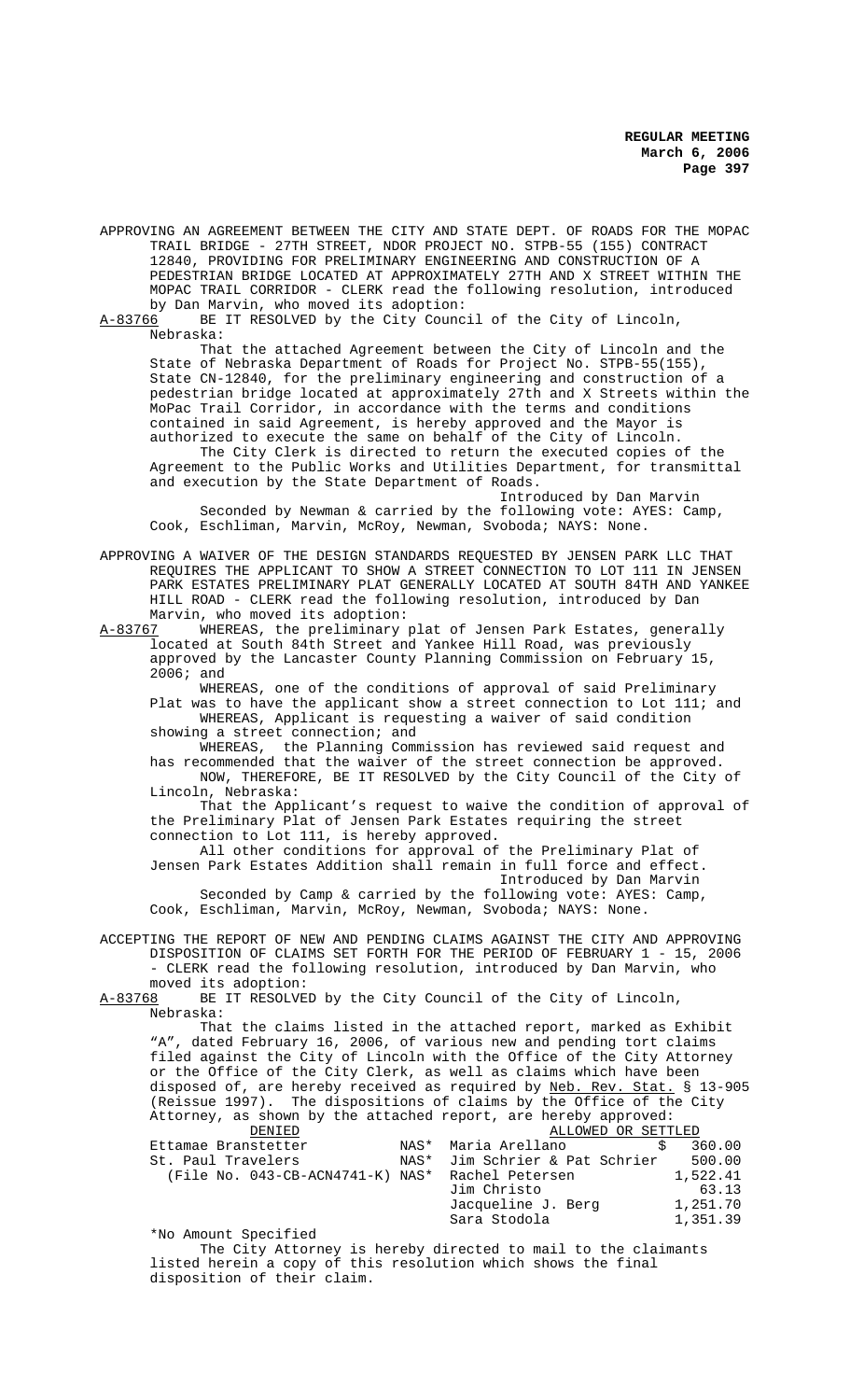APPROVING AN AGREEMENT BETWEEN THE CITY AND STATE DEPT. OF ROADS FOR THE MOPAC TRAIL BRIDGE - 27TH STREET, NDOR PROJECT NO. STPB-55 (155) CONTRACT 12840, PROVIDING FOR PRELIMINARY ENGINEERING AND CONSTRUCTION OF A PEDESTRIAN BRIDGE LOCATED AT APPROXIMATELY 27TH AND X STREET WITHIN THE MOPAC TRAIL CORRIDOR - CLERK read the following resolution, introduced by Dan Marvin, who moved its adoption:

A-83766 BE IT RESOLVED by the City Council of the City of Lincoln, Nebraska:

That the attached Agreement between the City of Lincoln and the State of Nebraska Department of Roads for Project No. STPB-55(155), State CN-12840, for the preliminary engineering and construction of a pedestrian bridge located at approximately 27th and X Streets within the MoPac Trail Corridor, in accordance with the terms and conditions contained in said Agreement, is hereby approved and the Mayor is authorized to execute the same on behalf of the City of Lincoln.

The City Clerk is directed to return the executed copies of the Agreement to the Public Works and Utilities Department, for transmittal and execution by the State Department of Roads.

Introduced by Dan Marvin

Seconded by Newman & carried by the following vote: AYES: Camp, Cook, Eschliman, Marvin, McRoy, Newman, Svoboda; NAYS: None.

APPROVING A WAIVER OF THE DESIGN STANDARDS REQUESTED BY JENSEN PARK LLC THAT REQUIRES THE APPLICANT TO SHOW A STREET CONNECTION TO LOT 111 IN JENSEN PARK ESTATES PRELIMINARY PLAT GENERALLY LOCATED AT SOUTH 84TH AND YANKEE HILL ROAD - CLERK read the following resolution, introduced by Dan Marvin, who moved its adoption:

A-83767 WHEREAS, the preliminary plat of Jensen Park Estates, generally located at South 84th Street and Yankee Hill Road, was previously approved by the Lancaster County Planning Commission on February 15, 2006; and

WHEREAS, one of the conditions of approval of said Preliminary Plat was to have the applicant show a street connection to Lot 111; and

WHEREAS, Applicant is requesting a waiver of said condition showing a street connection; and

WHEREAS, the Planning Commission has reviewed said request and has recommended that the waiver of the street connection be approved.

NOW, THEREFORE, BE IT RESOLVED by the City Council of the City of Lincoln, Nebraska:

That the Applicant's request to waive the condition of approval of the Preliminary Plat of Jensen Park Estates requiring the street connection to Lot 111, is hereby approved.

All other conditions for approval of the Preliminary Plat of Jensen Park Estates Addition shall remain in full force and effect.

Introduced by Dan Marvin

Seconded by Camp & carried by the following vote: AYES: Camp, Cook, Eschliman, Marvin, McRoy, Newman, Svoboda; NAYS: None.

ACCEPTING THE REPORT OF NEW AND PENDING CLAIMS AGAINST THE CITY AND APPROVING DISPOSITION OF CLAIMS SET FORTH FOR THE PERIOD OF FEBRUARY 1 - 15, 2006 - CLERK read the following resolution, introduced by Dan Marvin, who moved its adoption:

A-83768 BE IT RESOLVED by the City Council of the City of Lincoln, Nebraska:

That the claims listed in the attached report, marked as Exhibit "A", dated February 16, 2006, of various new and pending tort claims filed against the City of Lincoln with the Office of the City Attorney or the Office of the City Clerk, as well as claims which have been disposed of, are hereby received as required by Neb. Rev. Stat. § 13-905 (Reissue 1997). The dispositions of claims by the Office of the City Attorney, as shown by the attached report, are hereby approved:

| DENIED | | ALLOWED OR SETTLED | |
|---|---|---|---|
| Ettamae Branstetter | NAS* | Maria Arellano | $ 360.00 |
| St. Paul Travelers | NAS* | Jim Schrier & Pat Schrier | 500.00 |
| (File No. 043-CB-ACN4741-K) | NAS* | Rachel Petersen | 1,522.41 |
| | | Jim Christo | 63.13 |
| | | Jacqueline J. Berg | 1,251.70 |
| | | Sara Stodola | 1,351.39 |

*No Amount Specified

The City Attorney is hereby directed to mail to the claimants listed herein a copy of this resolution which shows the final disposition of their claim.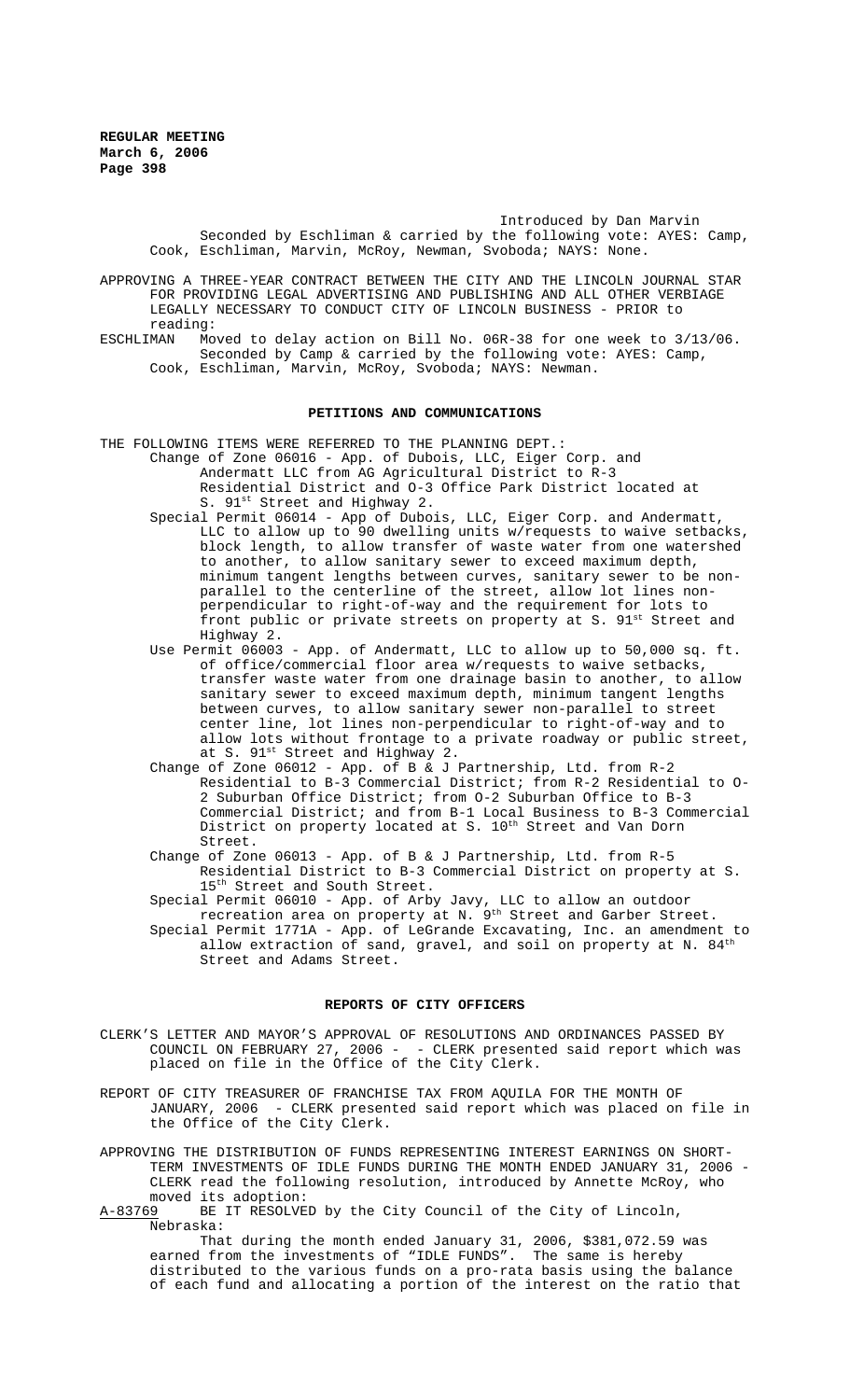Introduced by Dan Marvin

Seconded by Eschliman & carried by the following vote: AYES: Camp, Cook, Eschliman, Marvin, McRoy, Newman, Svoboda; NAYS: None.

APPROVING A THREE-YEAR CONTRACT BETWEEN THE CITY AND THE LINCOLN JOURNAL STAR FOR PROVIDING LEGAL ADVERTISING AND PUBLISHING AND ALL OTHER VERBIAGE LEGALLY NECESSARY TO CONDUCT CITY OF LINCOLN BUSINESS - PRIOR to reading:

ESCHLIMAN Moved to delay action on Bill No. 06R-38 for one week to 3/13/06. Seconded by Camp & carried by the following vote: AYES: Camp, Cook, Eschliman, Marvin, McRoy, Svoboda; NAYS: Newman.

## PETITIONS AND COMMUNICATIONS

THE FOLLOWING ITEMS WERE REFERRED TO THE PLANNING DEPT.:

Change of Zone 06016 - App. of Dubois, LLC, Eiger Corp. and Andermatt LLC from AG Agricultural District to R-3 Residential District and O-3 Office Park District located at S. 91st Street and Highway 2.

Special Permit 06014 - App of Dubois, LLC, Eiger Corp. and Andermatt, LLC to allow up to 90 dwelling units w/requests to waive setbacks, block length, to allow transfer of waste water from one watershed to another, to allow sanitary sewer to exceed maximum depth, minimum tangent lengths between curves, sanitary sewer to be non-parallel to the centerline of the street, allow lot lines non-perpendicular to right-of-way and the requirement for lots to front public or private streets on property at S. 91st Street and Highway 2.

Use Permit 06003 - App. of Andermatt, LLC to allow up to 50,000 sq. ft. of office/commercial floor area w/requests to waive setbacks, transfer waste water from one drainage basin to another, to allow sanitary sewer to exceed maximum depth, minimum tangent lengths between curves, to allow sanitary sewer non-parallel to street center line, lot lines non-perpendicular to right-of-way and to allow lots without frontage to a private roadway or public street, at S. 91st Street and Highway 2.

Change of Zone 06012 - App. of B & J Partnership, Ltd. from R-2 Residential to B-3 Commercial District; from R-2 Residential to O-2 Suburban Office District; from O-2 Suburban Office to B-3 Commercial District; and from B-1 Local Business to B-3 Commercial District on property located at S. 10th Street and Van Dorn Street.

Change of Zone 06013 - App. of B & J Partnership, Ltd. from R-5 Residential District to B-3 Commercial District on property at S. 15th Street and South Street.

Special Permit 06010 - App. of Arby Javy, LLC to allow an outdoor recreation area on property at N. 9th Street and Garber Street.

Special Permit 1771A - App. of LeGrande Excavating, Inc. an amendment to allow extraction of sand, gravel, and soil on property at N. 84th Street and Adams Street.

## REPORTS OF CITY OFFICERS

CLERK'S LETTER AND MAYOR'S APPROVAL OF RESOLUTIONS AND ORDINANCES PASSED BY COUNCIL ON FEBRUARY 27, 2006 - - CLERK presented said report which was placed on file in the Office of the City Clerk.

REPORT OF CITY TREASURER OF FRANCHISE TAX FROM AQUILA FOR THE MONTH OF JANUARY, 2006 - CLERK presented said report which was placed on file in the Office of the City Clerk.

APPROVING THE DISTRIBUTION OF FUNDS REPRESENTING INTEREST EARNINGS ON SHORT-TERM INVESTMENTS OF IDLE FUNDS DURING THE MONTH ENDED JANUARY 31, 2006 - CLERK read the following resolution, introduced by Annette McRoy, who moved its adoption:

A-83769 BE IT RESOLVED by the City Council of the City of Lincoln, Nebraska:

That during the month ended January 31, 2006, $381,072.59 was earned from the investments of "IDLE FUNDS". The same is hereby distributed to the various funds on a pro-rata basis using the balance of each fund and allocating a portion of the interest on the ratio that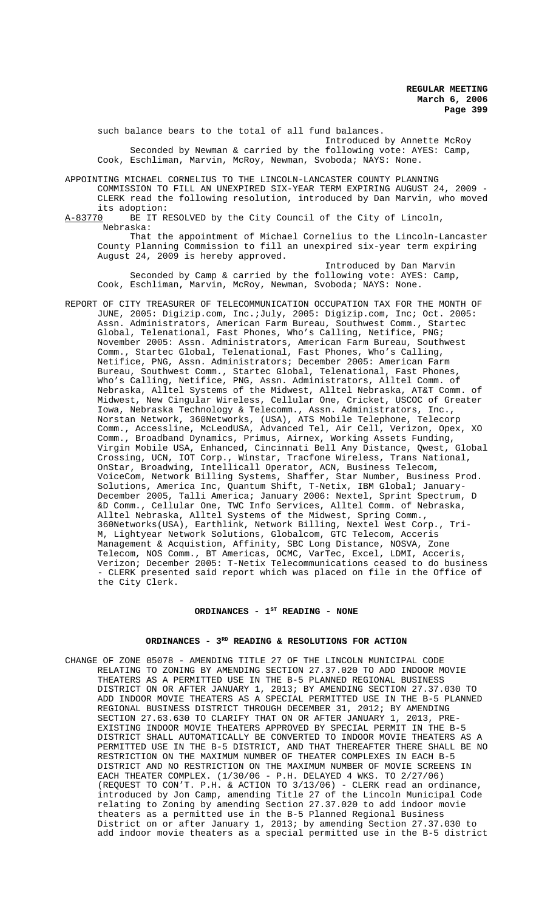such balance bears to the total of all fund balances.

Introduced by Annette McRoy

Seconded by Newman & carried by the following vote: AYES: Camp, Cook, Eschliman, Marvin, McRoy, Newman, Svoboda; NAYS: None.

APPOINTING MICHAEL CORNELIUS TO THE LINCOLN-LANCASTER COUNTY PLANNING COMMISSION TO FILL AN UNEXPIRED SIX-YEAR TERM EXPIRING AUGUST 24, 2009 - CLERK read the following resolution, introduced by Dan Marvin, who moved its adoption:

A-83770 BE IT RESOLVED by the City Council of the City of Lincoln, Nebraska:

That the appointment of Michael Cornelius to the Lincoln-Lancaster County Planning Commission to fill an unexpired six-year term expiring August 24, 2009 is hereby approved.

Introduced by Dan Marvin

Seconded by Camp & carried by the following vote: AYES: Camp, Cook, Eschliman, Marvin, McRoy, Newman, Svoboda; NAYS: None.

REPORT OF CITY TREASURER OF TELECOMMUNICATION OCCUPATION TAX FOR THE MONTH OF JUNE, 2005: Digizip.com, Inc.;July, 2005: Digizip.com, Inc; Oct. 2005: Assn. Administrators, American Farm Bureau, Southwest Comm., Startec Global, Telenational, Fast Phones, Who's Calling, Netifice, PNG; November 2005: Assn. Administrators, American Farm Bureau, Southwest Comm., Startec Global, Telenational, Fast Phones, Who's Calling, Netifice, PNG, Assn. Administrators; December 2005: American Farm Bureau, Southwest Comm., Startec Global, Telenational, Fast Phones, Who's Calling, Netifice, PNG, Assn. Administrators, Alltel Comm. of Nebraska, Alltel Systems of the Midwest, Alltel Nebraska, AT&T Comm. of Midwest, New Cingular Wireless, Cellular One, Cricket, USCOC of Greater Iowa, Nebraska Technology & Telecomm., Assn. Administrators, Inc., Norstan Network, 360Networks, (USA), ATS Mobile Telephone, Telecorp Comm., Accessline, McLeodUSA, Advanced Tel, Air Cell, Verizon, Opex, XO Comm., Broadband Dynamics, Primus, Airnex, Working Assets Funding, Virgin Mobile USA, Enhanced, Cincinnati Bell Any Distance, Qwest, Global Crossing, UCN, IOT Corp., Winstar, Tracfone Wireless, Trans National, OnStar, Broadwing, Intellicall Operator, ACN, Business Telecom, VoiceCom, Network Billing Systems, Shaffer, Star Number, Business Prod. Solutions, America Inc, Quantum Shift, T-Netix, IBM Global; January-December 2005, Talli America; January 2006: Nextel, Sprint Spectrum, D &D Comm., Cellular One, TWC Info Services, Alltel Comm. of Nebraska, Alltel Nebraska, Alltel Systems of the Midwest, Spring Comm., 360Networks(USA), Earthlink, Network Billing, Nextel West Corp., Tri-M, Lightyear Network Solutions, Globalcom, GTC Telecom, Acceris Management & Acquistion, Affinity, SBC Long Distance, NOSVA, Zone Telecom, NOS Comm., BT Americas, OCMC, VarTec, Excel, LDMI, Acceris, Verizon; December 2005: T-Netix Telecommunications ceased to do business - CLERK presented said report which was placed on file in the Office of the City Clerk.

## ORDINANCES - 1ST READING - NONE

## ORDINANCES - 3RD READING & RESOLUTIONS FOR ACTION

CHANGE OF ZONE 05078 - AMENDING TITLE 27 OF THE LINCOLN MUNICIPAL CODE RELATING TO ZONING BY AMENDING SECTION 27.37.020 TO ADD INDOOR MOVIE THEATERS AS A PERMITTED USE IN THE B-5 PLANNED REGIONAL BUSINESS DISTRICT ON OR AFTER JANUARY 1, 2013; BY AMENDING SECTION 27.37.030 TO ADD INDOOR MOVIE THEATERS AS A SPECIAL PERMITTED USE IN THE B-5 PLANNED REGIONAL BUSINESS DISTRICT THROUGH DECEMBER 31, 2012; BY AMENDING SECTION 27.63.630 TO CLARIFY THAT ON OR AFTER JANUARY 1, 2013, PRE-EXISTING INDOOR MOVIE THEATERS APPROVED BY SPECIAL PERMIT IN THE B-5 DISTRICT SHALL AUTOMATICALLY BE CONVERTED TO INDOOR MOVIE THEATERS AS A PERMITTED USE IN THE B-5 DISTRICT, AND THAT THEREAFTER THERE SHALL BE NO RESTRICTION ON THE MAXIMUM NUMBER OF THEATER COMPLEXES IN EACH B-5 DISTRICT AND NO RESTRICTION ON THE MAXIMUM NUMBER OF MOVIE SCREENS IN EACH THEATER COMPLEX. (1/30/06 - P.H. DELAYED 4 WKS. TO 2/27/06) (REQUEST TO CON'T. P.H. & ACTION TO 3/13/06) - CLERK read an ordinance, introduced by Jon Camp, amending Title 27 of the Lincoln Municipal Code relating to Zoning by amending Section 27.37.020 to add indoor movie theaters as a permitted use in the B-5 Planned Regional Business District on or after January 1, 2013; by amending Section 27.37.030 to add indoor movie theaters as a special permitted use in the B-5 district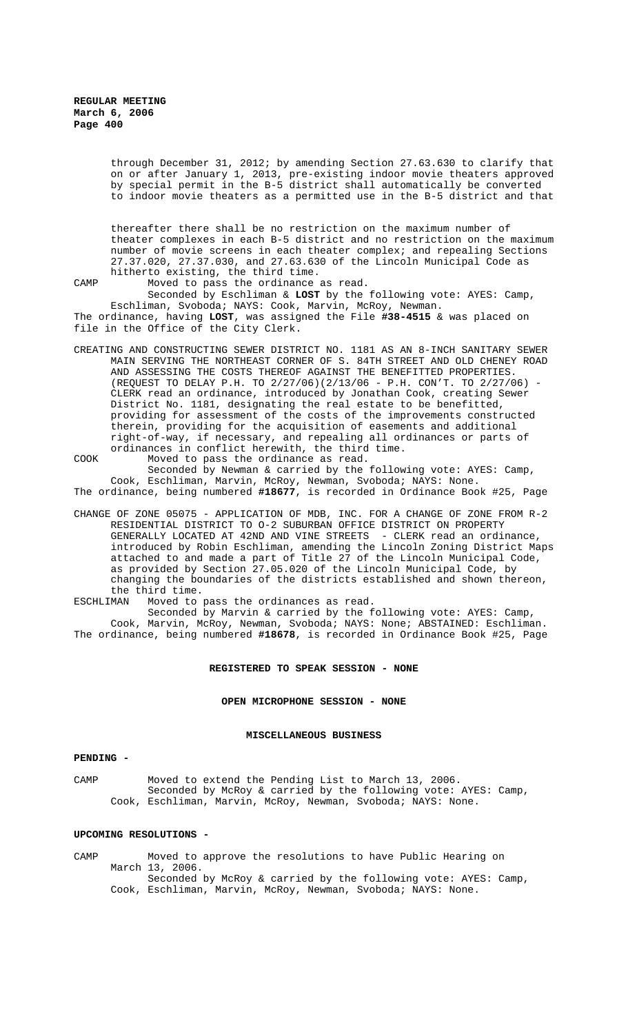through December 31, 2012; by amending Section 27.63.630 to clarify that on or after January 1, 2013, pre-existing indoor movie theaters approved by special permit in the B-5 district shall automatically be converted to indoor movie theaters as a permitted use in the B-5 district and that

thereafter there shall be no restriction on the maximum number of theater complexes in each B-5 district and no restriction on the maximum number of movie screens in each theater complex; and repealing Sections 27.37.020, 27.37.030, and 27.63.630 of the Lincoln Municipal Code as hitherto existing, the third time.

CAMP Moved to pass the ordinance as read.

Seconded by Eschliman & **LOST** by the following vote: AYES: Camp, Eschliman, Svoboda; NAYS: Cook, Marvin, McRoy, Newman.

The ordinance, having **LOST**, was assigned the File **#38-4515** & was placed on file in the Office of the City Clerk.

CREATING AND CONSTRUCTING SEWER DISTRICT NO. 1181 AS AN 8-INCH SANITARY SEWER MAIN SERVING THE NORTHEAST CORNER OF S. 84TH STREET AND OLD CHENEY ROAD AND ASSESSING THE COSTS THEREOF AGAINST THE BENEFITTED PROPERTIES. (REQUEST TO DELAY P.H. TO 2/27/06)(2/13/06 - P.H. CON'T. TO 2/27/06) - CLERK read an ordinance, introduced by Jonathan Cook, creating Sewer District No. 1181, designating the real estate to be benefitted, providing for assessment of the costs of the improvements constructed therein, providing for the acquisition of easements and additional right-of-way, if necessary, and repealing all ordinances or parts of ordinances in conflict herewith, the third time.

COOK Moved to pass the ordinance as read.

Seconded by Newman & carried by the following vote: AYES: Camp, Cook, Eschliman, Marvin, McRoy, Newman, Svoboda; NAYS: None.

The ordinance, being numbered **#18677**, is recorded in Ordinance Book #25, Page

CHANGE OF ZONE 05075 - APPLICATION OF MDB, INC. FOR A CHANGE OF ZONE FROM R-2 RESIDENTIAL DISTRICT TO O-2 SUBURBAN OFFICE DISTRICT ON PROPERTY GENERALLY LOCATED AT 42ND AND VINE STREETS - CLERK read an ordinance, introduced by Robin Eschliman, amending the Lincoln Zoning District Maps attached to and made a part of Title 27 of the Lincoln Municipal Code, as provided by Section 27.05.020 of the Lincoln Municipal Code, by changing the boundaries of the districts established and shown thereon, the third time.

ESCHLIMAN Moved to pass the ordinances as read.

Seconded by Marvin & carried by the following vote: AYES: Camp, Cook, Marvin, McRoy, Newman, Svoboda; NAYS: None; ABSTAINED: Eschliman.

The ordinance, being numbered **#18678**, is recorded in Ordinance Book #25, Page

**REGISTERED TO SPEAK SESSION - NONE**

**OPEN MICROPHONE SESSION - NONE**

**MISCELLANEOUS BUSINESS**

**PENDING -**

CAMP Moved to extend the Pending List to March 13, 2006.

Seconded by McRoy & carried by the following vote: AYES: Camp, Cook, Eschliman, Marvin, McRoy, Newman, Svoboda; NAYS: None.

**UPCOMING RESOLUTIONS -**

CAMP Moved to approve the resolutions to have Public Hearing on March 13, 2006.

Seconded by McRoy & carried by the following vote: AYES: Camp, Cook, Eschliman, Marvin, McRoy, Newman, Svoboda; NAYS: None.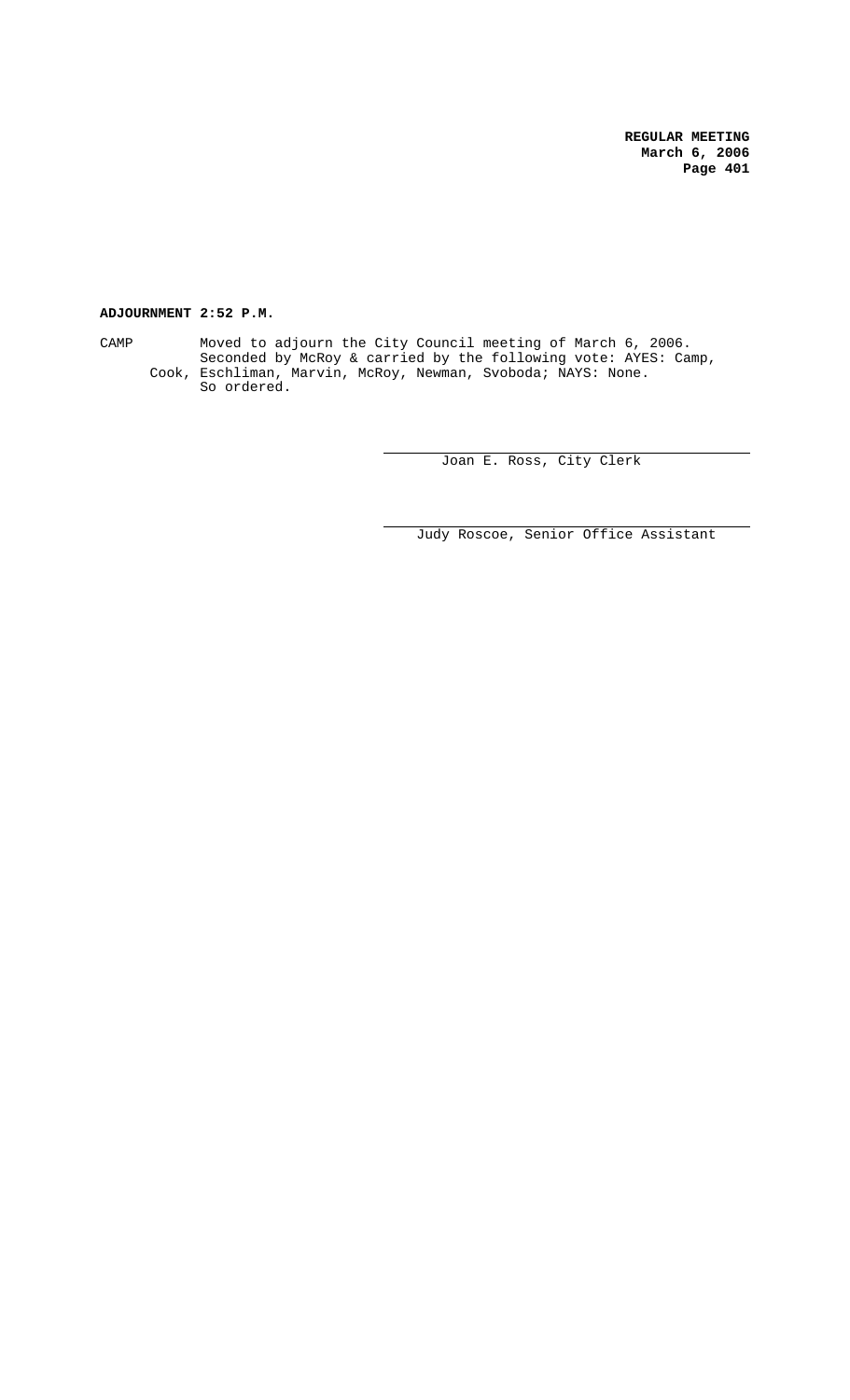**ADJOURNMENT 2:52 P.M.**

CAMP Moved to adjourn the City Council meeting of March 6, 2006. Seconded by McRoy & carried by the following vote: AYES: Camp, Cook, Eschliman, Marvin, McRoy, Newman, Svoboda; NAYS: None. So ordered.

Joan E. Ross, City Clerk

Judy Roscoe, Senior Office Assistant